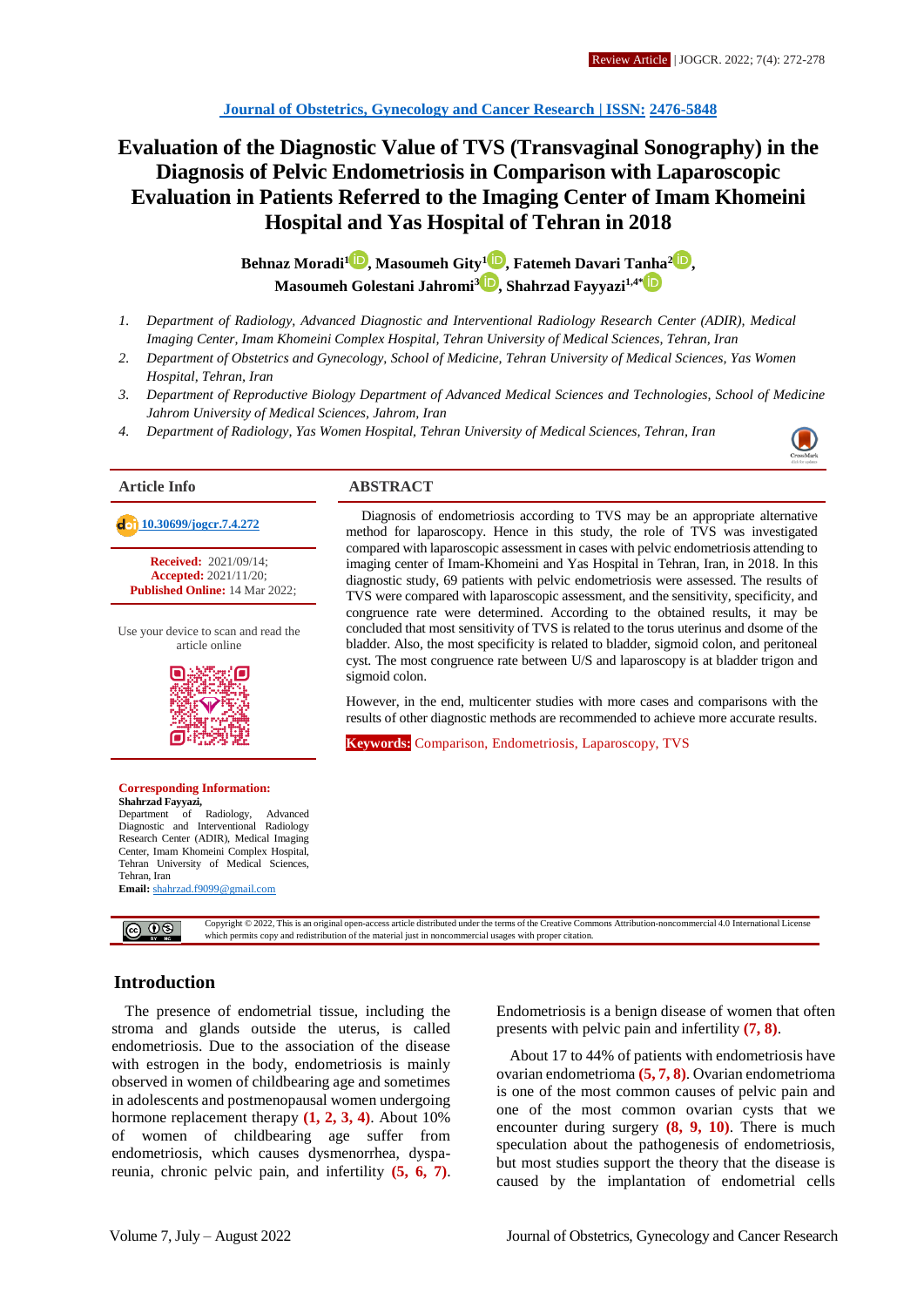Review Article | JOGCR. 2022; 7(4): 272-278

[Journal of Obstetrics, Gynecology and Cancer Research | ISSN: 2476-5848]

# Evaluation of the Diagnostic Value of TVS (Transvaginal Sonography) in the Diagnosis of Pelvic Endometriosis in Comparison with Laparoscopic Evaluation in Patients Referred to the Imaging Center of Imam Khomeini Hospital and Yas Hospital of Tehran in 2018

**Behnaz Moradi[1], Masoumeh Gity[1], Fatemeh Davari Tanha[2], Masoumeh Golestani Jahromi[3], Shahrzad Fayyazi[1,4*]**

1. *Department of Radiology, Advanced Diagnostic and Interventional Radiology Research Center (ADIR), Medical Imaging Center, Imam Khomeini Complex Hospital, Tehran University of Medical Sciences, Tehran, Iran*
2. *Department of Obstetrics and Gynecology, School of Medicine, Tehran University of Medical Sciences, Yas Women Hospital, Tehran, Iran*
3. *Department of Reproductive Biology Department of Advanced Medical Sciences and Technologies, School of Medicine Jahrom University of Medical Sciences, Jahrom, Iran*
4. *Department of Radiology, Yas Women Hospital, Tehran University of Medical Sciences, Tehran, Iran*

## Article Info

10.30699/jogcr.7.4.272

**Received:** 2021/09/14;
**Accepted:** 2021/11/20;
**Published Online:** 14 Mar 2022;

Use your device to scan and read the article online

**Corresponding Information:**
**Shahrzad Fayyazi,**
Department of Radiology, Advanced Diagnostic and Interventional Radiology Research Center (ADIR), Medical Imaging Center, Imam Khomeini Complex Hospital, Tehran University of Medical Sciences, Tehran, Iran
**Email:** shahrzad.f9099@gmail.com

## ABSTRACT

Diagnosis of endometriosis according to TVS may be an appropriate alternative method for laparoscopy. Hence in this study, the role of TVS was investigated compared with laparoscopic assessment in cases with pelvic endometriosis attending to imaging center of Imam-Khomeini and Yas Hospital in Tehran, Iran, in 2018. In this diagnostic study, 69 patients with pelvic endometriosis were assessed. The results of TVS were compared with laparoscopic assessment, and the sensitivity, specificity, and congruence rate were determined. According to the obtained results, it may be concluded that most sensitivity of TVS is related to the torus uterinus and dsome of the bladder. Also, the most specificity is related to bladder, sigmoid colon, and peritoneal cyst. The most congruence rate between U/S and laparoscopy is at bladder trigon and sigmoid colon.

However, in the end, multicenter studies with more cases and comparisons with the results of other diagnostic methods are recommended to achieve more accurate results.

**Keywords:** Comparison, Endometriosis, Laparoscopy, TVS

Copyright © 2022, This is an original open-access article distributed under the terms of the Creative Commons Attribution-noncommercial 4.0 International License which permits copy and redistribution of the material just in noncommercial usages with proper citation.

## Introduction

The presence of endometrial tissue, including the stroma and glands outside the uterus, is called endometriosis. Due to the association of the disease with estrogen in the body, endometriosis is mainly observed in women of childbearing age and sometimes in adolescents and postmenopausal women undergoing hormone replacement therapy (1, 2, 3, 4). About 10% of women of childbearing age suffer from endometriosis, which causes dysmenorrhea, dyspareunia, chronic pelvic pain, and infertility (5, 6, 7). Endometriosis is a benign disease of women that often presents with pelvic pain and infertility (7, 8).

About 17 to 44% of patients with endometriosis have ovarian endometrioma (5, 7, 8). Ovarian endometrioma is one of the most common causes of pelvic pain and one of the most common ovarian cysts that we encounter during surgery (8, 9, 10). There is much speculation about the pathogenesis of endometriosis, but most studies support the theory that the disease is caused by the implantation of endometrial cells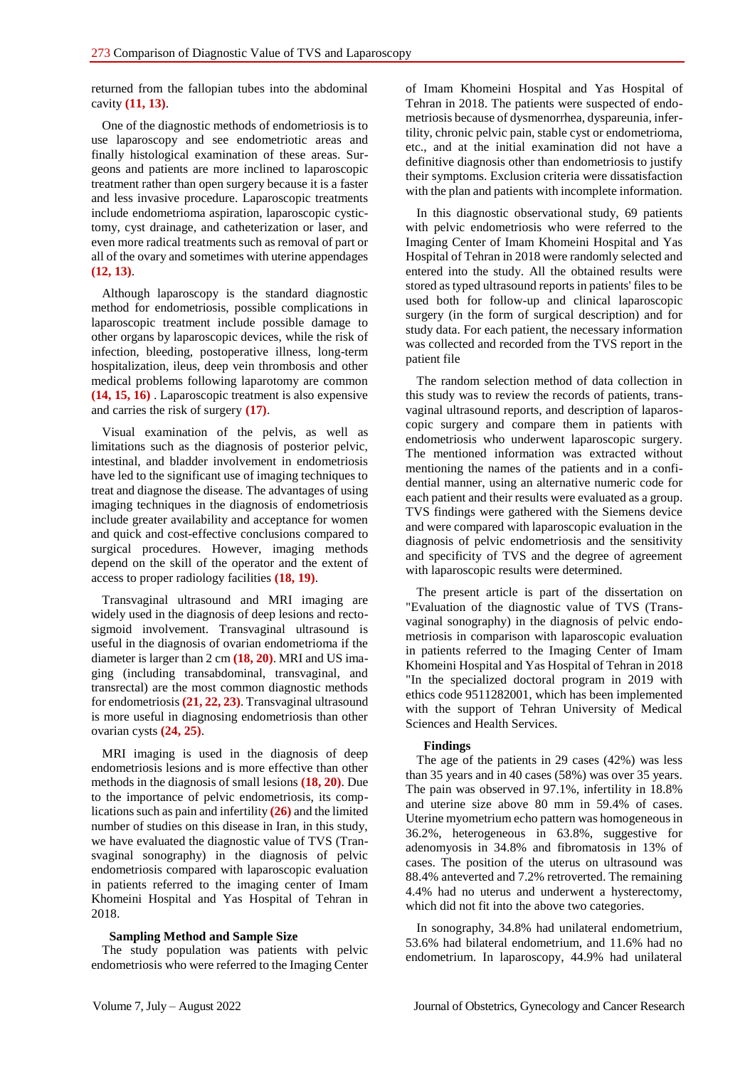returned from the fallopian tubes into the abdominal cavity **(11, 13)**.

One of the diagnostic methods of endometriosis is to use laparoscopy and see endometriotic areas and finally histological examination of these areas. Surgeons and patients are more inclined to laparoscopic treatment rather than open surgery because it is a faster and less invasive procedure. Laparoscopic treatments include endometrioma aspiration, laparoscopic cystictomy, cyst drainage, and catheterization or laser, and even more radical treatments such as removal of part or all of the ovary and sometimes with uterine appendages **(12, 13)**.

Although laparoscopy is the standard diagnostic method for endometriosis, possible complications in laparoscopic treatment include possible damage to other organs by laparoscopic devices, while the risk of infection, bleeding, postoperative illness, long-term hospitalization, ileus, deep vein thrombosis and other medical problems following laparotomy are common **(14, 15, 16)** . Laparoscopic treatment is also expensive and carries the risk of surgery **(17)**.

Visual examination of the pelvis, as well as limitations such as the diagnosis of posterior pelvic, intestinal, and bladder involvement in endometriosis have led to the significant use of imaging techniques to treat and diagnose the disease. The advantages of using imaging techniques in the diagnosis of endometriosis include greater availability and acceptance for women and quick and cost-effective conclusions compared to surgical procedures. However, imaging methods depend on the skill of the operator and the extent of access to proper radiology facilities **(18, 19)**.

Transvaginal ultrasound and MRI imaging are widely used in the diagnosis of deep lesions and rectosigmoid involvement. Transvaginal ultrasound is useful in the diagnosis of ovarian endometrioma if the diameter is larger than 2 cm **(18, 20)**. MRI and US imaging (including transabdominal, transvaginal, and transrectal) are the most common diagnostic methods for endometriosis **(21, 22, 23)**. Transvaginal ultrasound is more useful in diagnosing endometriosis than other ovarian cysts **(24, 25)**.

MRI imaging is used in the diagnosis of deep endometriosis lesions and is more effective than other methods in the diagnosis of small lesions **(18, 20)**. Due to the importance of pelvic endometriosis, its complications such as pain and infertility **(26)** and the limited number of studies on this disease in Iran, in this study, we have evaluated the diagnostic value of TVS (Transvaginal sonography) in the diagnosis of pelvic endometriosis compared with laparoscopic evaluation in patients referred to the imaging center of Imam Khomeini Hospital and Yas Hospital of Tehran in 2018.

### Sampling Method and Sample Size

The study population was patients with pelvic endometriosis who were referred to the Imaging Center of Imam Khomeini Hospital and Yas Hospital of Tehran in 2018. The patients were suspected of endometriosis because of dysmenorrhea, dyspareunia, infertility, chronic pelvic pain, stable cyst or endometrioma, etc., and at the initial examination did not have a definitive diagnosis other than endometriosis to justify their symptoms. Exclusion criteria were dissatisfaction with the plan and patients with incomplete information.

In this diagnostic observational study, 69 patients with pelvic endometriosis who were referred to the Imaging Center of Imam Khomeini Hospital and Yas Hospital of Tehran in 2018 were randomly selected and entered into the study. All the obtained results were stored as typed ultrasound reports in patients' files to be used both for follow-up and clinical laparoscopic surgery (in the form of surgical description) and for study data. For each patient, the necessary information was collected and recorded from the TVS report in the patient file

The random selection method of data collection in this study was to review the records of patients, transvaginal ultrasound reports, and description of laparoscopic surgery and compare them in patients with endometriosis who underwent laparoscopic surgery. The mentioned information was extracted without mentioning the names of the patients and in a confidential manner, using an alternative numeric code for each patient and their results were evaluated as a group. TVS findings were gathered with the Siemens device and were compared with laparoscopic evaluation in the diagnosis of pelvic endometriosis and the sensitivity and specificity of TVS and the degree of agreement with laparoscopic results were determined.

The present article is part of the dissertation on "Evaluation of the diagnostic value of TVS (Transvaginal sonography) in the diagnosis of pelvic endometriosis in comparison with laparoscopic evaluation in patients referred to the Imaging Center of Imam Khomeini Hospital and Yas Hospital of Tehran in 2018 "In the specialized doctoral program in 2019 with ethics code 9511282001, which has been implemented with the support of Tehran University of Medical Sciences and Health Services.

### Findings

The age of the patients in 29 cases (42%) was less than 35 years and in 40 cases (58%) was over 35 years. The pain was observed in 97.1%, infertility in 18.8% and uterine size above 80 mm in 59.4% of cases. Uterine myometrium echo pattern was homogeneous in 36.2%, heterogeneous in 63.8%, suggestive for adenomyosis in 34.8% and fibromatosis in 13% of cases. The position of the uterus on ultrasound was 88.4% anteverted and 7.2% retroverted. The remaining 4.4% had no uterus and underwent a hysterectomy, which did not fit into the above two categories.

In sonography, 34.8% had unilateral endometrium, 53.6% had bilateral endometrium, and 11.6% had no endometrium. In laparoscopy, 44.9% had unilateral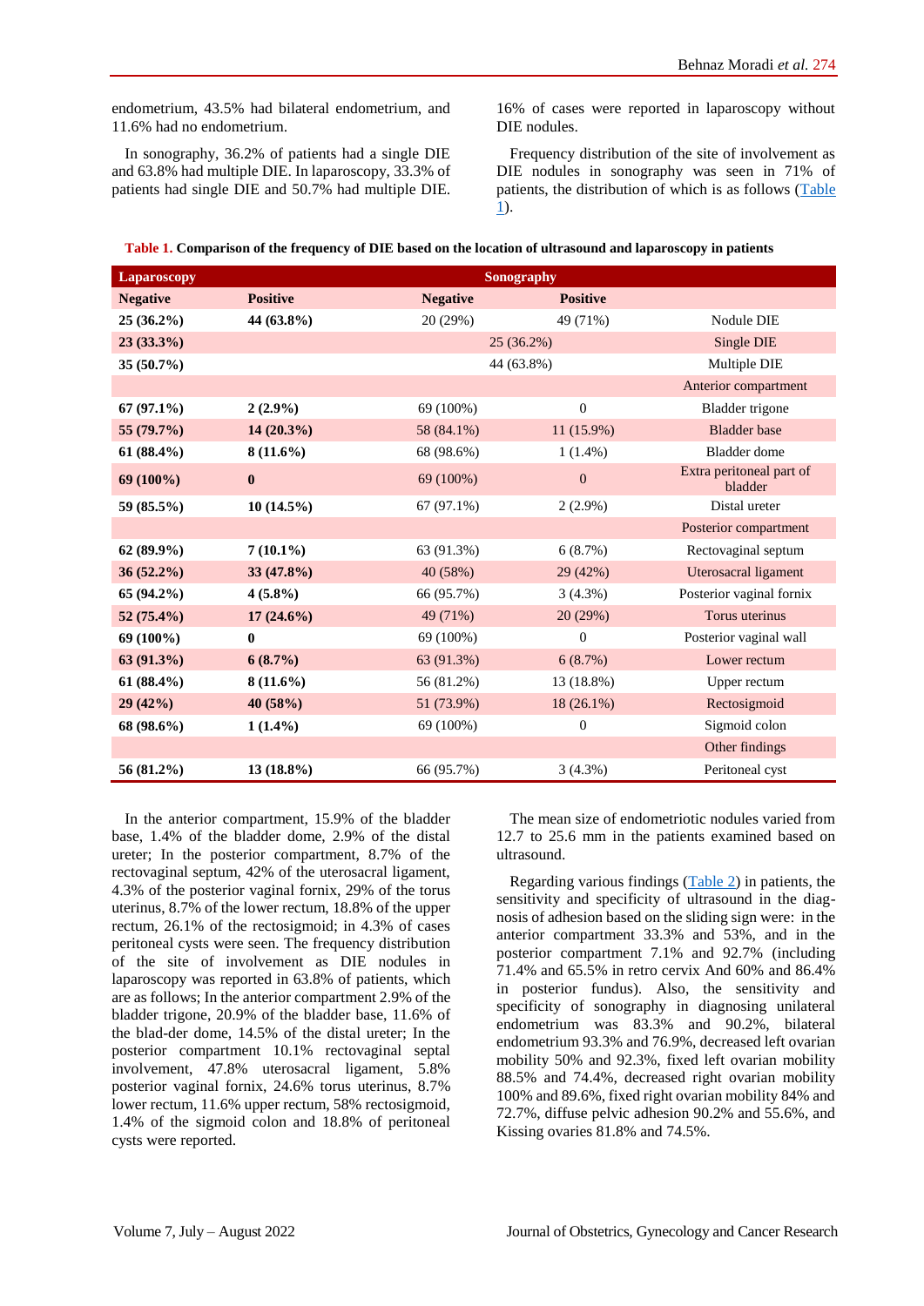endometrium, 43.5% had bilateral endometrium, and 11.6% had no endometrium.

In sonography, 36.2% of patients had a single DIE and 63.8% had multiple DIE. In laparoscopy, 33.3% of patients had single DIE and 50.7% had multiple DIE. 16% of cases were reported in laparoscopy without DIE nodules.

Frequency distribution of the site of involvement as DIE nodules in sonography was seen in 71% of patients, the distribution of which is as follows (Table 1).

**Table 1. Comparison of the frequency of DIE based on the location of ultrasound and laparoscopy in patients**

| Laparoscopy | | Sonography | | |
|---|---|---|---|---|
| **Negative** | **Positive** | **Negative** | **Positive** | |
| **25 (36.2%)** | **44 (63.8%)** | 20 (29%) | 49 (71%) | Nodule DIE |
| **23 (33.3%)** | | 25 (36.2%) | | Single DIE |
| **35 (50.7%)** | | 44 (63.8%) | | Multiple DIE |
| | | | | Anterior compartment |
| **67 (97.1%)** | **2 (2.9%)** | 69 (100%) | 0 | Bladder trigone |
| **55 (79.7%)** | **14 (20.3%)** | 58 (84.1%) | 11 (15.9%) | Bladder base |
| **61 (88.4%)** | **8 (11.6%)** | 68 (98.6%) | 1 (1.4%) | Bladder dome |
| **69 (100%)** | **0** | 69 (100%) | 0 | Extra peritoneal part of bladder |
| **59 (85.5%)** | **10 (14.5%)** | 67 (97.1%) | 2 (2.9%) | Distal ureter |
| | | | | Posterior compartment |
| **62 (89.9%)** | **7 (10.1%)** | 63 (91.3%) | 6 (8.7%) | Rectovaginal septum |
| **36 (52.2%)** | **33 (47.8%)** | 40 (58%) | 29 (42%) | Uterosacral ligament |
| **65 (94.2%)** | **4 (5.8%)** | 66 (95.7%) | 3 (4.3%) | Posterior vaginal fornix |
| **52 (75.4%)** | **17 (24.6%)** | 49 (71%) | 20 (29%) | Torus uterinus |
| **69 (100%)** | **0** | 69 (100%) | 0 | Posterior vaginal wall |
| **63 (91.3%)** | **6 (8.7%)** | 63 (91.3%) | 6 (8.7%) | Lower rectum |
| **61 (88.4%)** | **8 (11.6%)** | 56 (81.2%) | 13 (18.8%) | Upper rectum |
| **29 (42%)** | **40 (58%)** | 51 (73.9%) | 18 (26.1%) | Rectosigmoid |
| **68 (98.6%)** | **1 (1.4%)** | 69 (100%) | 0 | Sigmoid colon |
| | | | | Other findings |
| **56 (81.2%)** | **13 (18.8%)** | 66 (95.7%) | 3 (4.3%) | Peritoneal cyst |

In the anterior compartment, 15.9% of the bladder base, 1.4% of the bladder dome, 2.9% of the distal ureter; In the posterior compartment, 8.7% of the rectovaginal septum, 42% of the uterosacral ligament, 4.3% of the posterior vaginal fornix, 29% of the torus uterinus, 8.7% of the lower rectum, 18.8% of the upper rectum, 26.1% of the rectosigmoid; in 4.3% of cases peritoneal cysts were seen. The frequency distribution of the site of involvement as DIE nodules in laparoscopy was reported in 63.8% of patients, which are as follows; In the anterior compartment 2.9% of the bladder trigone, 20.9% of the bladder base, 11.6% of the blad-der dome, 14.5% of the distal ureter; In the posterior compartment 10.1% rectovaginal septal involvement, 47.8% uterosacral ligament, 5.8% posterior vaginal fornix, 24.6% torus uterinus, 8.7% lower rectum, 11.6% upper rectum, 58% rectosigmoid, 1.4% of the sigmoid colon and 18.8% of peritoneal cysts were reported.

The mean size of endometriotic nodules varied from 12.7 to 25.6 mm in the patients examined based on ultrasound.

Regarding various findings (Table 2) in patients, the sensitivity and specificity of ultrasound in the diag-nosis of adhesion based on the sliding sign were: in the anterior compartment 33.3% and 53%, and in the posterior compartment 7.1% and 92.7% (including 71.4% and 65.5% in retro cervix And 60% and 86.4% in posterior fundus). Also, the sensitivity and specificity of sonography in diagnosing unilateral endometrium was 83.3% and 90.2%, bilateral endometrium 93.3% and 76.9%, decreased left ovarian mobility 50% and 92.3%, fixed left ovarian mobility 88.5% and 74.4%, decreased right ovarian mobility 100% and 89.6%, fixed right ovarian mobility 84% and 72.7%, diffuse pelvic adhesion 90.2% and 55.6%, and Kissing ovaries 81.8% and 74.5%.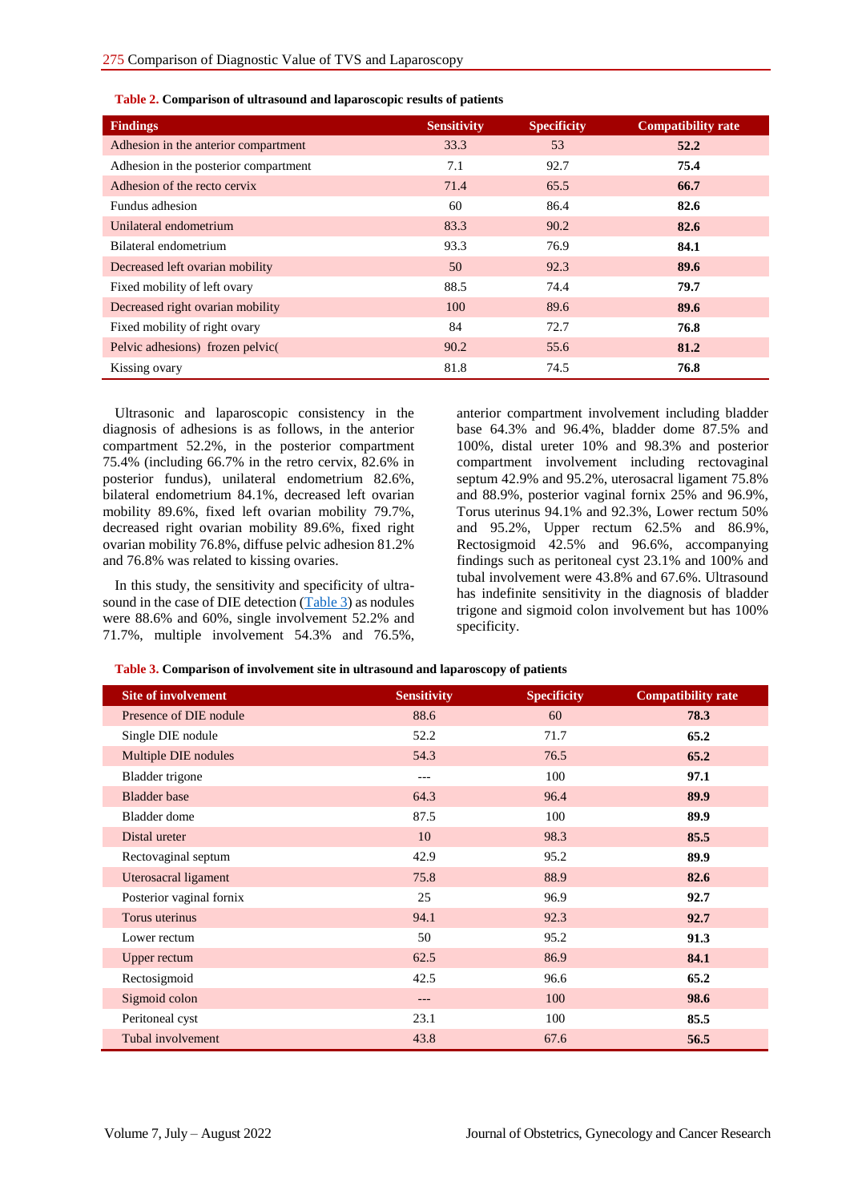**Table 2. Comparison of ultrasound and laparoscopic results of patients**

| Findings | Sensitivity | Specificity | Compatibility rate |
|---|---|---|---|
| Adhesion in the anterior compartment | 33.3 | 53 | **52.2** |
| Adhesion in the posterior compartment | 7.1 | 92.7 | **75.4** |
| Adhesion of the recto cervix | 71.4 | 65.5 | **66.7** |
| Fundus adhesion | 60 | 86.4 | **82.6** |
| Unilateral endometrium | 83.3 | 90.2 | **82.6** |
| Bilateral endometrium | 93.3 | 76.9 | **84.1** |
| Decreased left ovarian mobility | 50 | 92.3 | **89.6** |
| Fixed mobility of left ovary | 88.5 | 74.4 | **79.7** |
| Decreased right ovarian mobility | 100 | 89.6 | **89.6** |
| Fixed mobility of right ovary | 84 | 72.7 | **76.8** |
| Pelvic adhesions) frozen pelvic( | 90.2 | 55.6 | **81.2** |
| Kissing ovary | 81.8 | 74.5 | **76.8** |

Ultrasonic and laparoscopic consistency in the diagnosis of adhesions is as follows, in the anterior compartment 52.2%, in the posterior compartment 75.4% (including 66.7% in the retro cervix, 82.6% in posterior fundus), unilateral endometrium 82.6%, bilateral endometrium 84.1%, decreased left ovarian mobility 89.6%, fixed left ovarian mobility 79.7%, decreased right ovarian mobility 89.6%, fixed right ovarian mobility 76.8%, diffuse pelvic adhesion 81.2% and 76.8% was related to kissing ovaries.

In this study, the sensitivity and specificity of ultra-sound in the case of DIE detection (Table 3) as nodules were 88.6% and 60%, single involvement 52.2% and 71.7%, multiple involvement 54.3% and 76.5%, anterior compartment involvement including bladder base 64.3% and 96.4%, bladder dome 87.5% and 100%, distal ureter 10% and 98.3% and posterior compartment involvement including rectovaginal septum 42.9% and 95.2%, uterosacral ligament 75.8% and 88.9%, posterior vaginal fornix 25% and 96.9%, Torus uterinus 94.1% and 92.3%, Lower rectum 50% and 95.2%, Upper rectum 62.5% and 86.9%, Rectosigmoid 42.5% and 96.6%, accompanying findings such as peritoneal cyst 23.1% and 100% and tubal involvement were 43.8% and 67.6%. Ultrasound has indefinite sensitivity in the diagnosis of bladder trigone and sigmoid colon involvement but has 100% specificity.

**Table 3. Comparison of involvement site in ultrasound and laparoscopy of patients**

| Site of involvement | Sensitivity | Specificity | Compatibility rate |
|---|---|---|---|
| Presence of DIE nodule | 88.6 | 60 | **78.3** |
| Single DIE nodule | 52.2 | 71.7 | **65.2** |
| Multiple DIE nodules | 54.3 | 76.5 | **65.2** |
| Bladder trigone | --- | 100 | **97.1** |
| Bladder base | 64.3 | 96.4 | **89.9** |
| Bladder dome | 87.5 | 100 | **89.9** |
| Distal ureter | 10 | 98.3 | **85.5** |
| Rectovaginal septum | 42.9 | 95.2 | **89.9** |
| Uterosacral ligament | 75.8 | 88.9 | **82.6** |
| Posterior vaginal fornix | 25 | 96.9 | **92.7** |
| Torus uterinus | 94.1 | 92.3 | **92.7** |
| Lower rectum | 50 | 95.2 | **91.3** |
| Upper rectum | 62.5 | 86.9 | **84.1** |
| Rectosigmoid | 42.5 | 96.6 | **65.2** |
| Sigmoid colon | --- | 100 | **98.6** |
| Peritoneal cyst | 23.1 | 100 | **85.5** |
| Tubal involvement | 43.8 | 67.6 | **56.5** |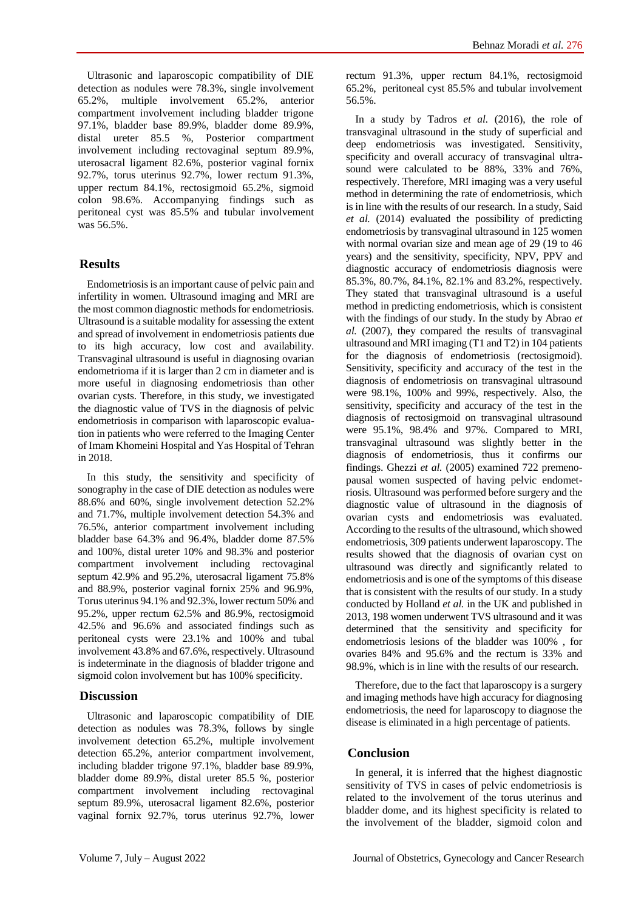Ultrasonic and laparoscopic compatibility of DIE detection as nodules were 78.3%, single involvement 65.2%, multiple involvement 65.2%, anterior compartment involvement including bladder trigone 97.1%, bladder base 89.9%, bladder dome 89.9%, distal ureter 85.5 %, Posterior compartment involvement including rectovaginal septum 89.9%, uterosacral ligament 82.6%, posterior vaginal fornix 92.7%, torus uterinus 92.7%, lower rectum 91.3%, upper rectum 84.1%, rectosigmoid 65.2%, sigmoid colon 98.6%. Accompanying findings such as peritoneal cyst was 85.5% and tubular involvement was 56.5%.

## Results

Endometriosis is an important cause of pelvic pain and infertility in women. Ultrasound imaging and MRI are the most common diagnostic methods for endometriosis. Ultrasound is a suitable modality for assessing the extent and spread of involvement in endometriosis patients due to its high accuracy, low cost and availability. Transvaginal ultrasound is useful in diagnosing ovarian endometrioma if it is larger than 2 cm in diameter and is more useful in diagnosing endometriosis than other ovarian cysts. Therefore, in this study, we investigated the diagnostic value of TVS in the diagnosis of pelvic endometriosis in comparison with laparoscopic evaluation in patients who were referred to the Imaging Center of Imam Khomeini Hospital and Yas Hospital of Tehran in 2018.

In this study, the sensitivity and specificity of sonography in the case of DIE detection as nodules were 88.6% and 60%, single involvement detection 52.2% and 71.7%, multiple involvement detection 54.3% and 76.5%, anterior compartment involvement including bladder base 64.3% and 96.4%, bladder dome 87.5% and 100%, distal ureter 10% and 98.3% and posterior compartment involvement including rectovaginal septum 42.9% and 95.2%, uterosacral ligament 75.8% and 88.9%, posterior vaginal fornix 25% and 96.9%, Torus uterinus 94.1% and 92.3%, lower rectum 50% and 95.2%, upper rectum 62.5% and 86.9%, rectosigmoid 42.5% and 96.6% and associated findings such as peritoneal cysts were 23.1% and 100% and tubal involvement 43.8% and 67.6%, respectively. Ultrasound is indeterminate in the diagnosis of bladder trigone and sigmoid colon involvement but has 100% specificity.

## Discussion

Ultrasonic and laparoscopic compatibility of DIE detection as nodules was 78.3%, follows by single involvement detection 65.2%, multiple involvement detection 65.2%, anterior compartment involvement, including bladder trigone 97.1%, bladder base 89.9%, bladder dome 89.9%, distal ureter 85.5 %, posterior compartment involvement including rectovaginal septum 89.9%, uterosacral ligament 82.6%, posterior vaginal fornix 92.7%, torus uterinus 92.7%, lower rectum 91.3%, upper rectum 84.1%, rectosigmoid 65.2%, peritoneal cyst 85.5% and tubular involvement 56.5%.

In a study by Tadros *et al.* (2016), the role of transvaginal ultrasound in the study of superficial and deep endometriosis was investigated. Sensitivity, specificity and overall accuracy of transvaginal ultrasound were calculated to be 88%, 33% and 76%, respectively. Therefore, MRI imaging was a very useful method in determining the rate of endometriosis, which is in line with the results of our research. In a study, Said *et al.* (2014) evaluated the possibility of predicting endometriosis by transvaginal ultrasound in 125 women with normal ovarian size and mean age of 29 (19 to 46 years) and the sensitivity, specificity, NPV, PPV and diagnostic accuracy of endometriosis diagnosis were 85.3%, 80.7%, 84.1%, 82.1% and 83.2%, respectively. They stated that transvaginal ultrasound is a useful method in predicting endometriosis, which is consistent with the findings of our study. In the study by Abrao *et al.* (2007), they compared the results of transvaginal ultrasound and MRI imaging (T1 and T2) in 104 patients for the diagnosis of endometriosis (rectosigmoid). Sensitivity, specificity and accuracy of the test in the diagnosis of endometriosis on transvaginal ultrasound were 98.1%, 100% and 99%, respectively. Also, the sensitivity, specificity and accuracy of the test in the diagnosis of rectosigmoid on transvaginal ultrasound were 95.1%, 98.4% and 97%. Compared to MRI, transvaginal ultrasound was slightly better in the diagnosis of endometriosis, thus it confirms our findings. Ghezzi *et al.* (2005) examined 722 premenopausal women suspected of having pelvic endometriosis. Ultrasound was performed before surgery and the diagnostic value of ultrasound in the diagnosis of ovarian cysts and endometriosis was evaluated. According to the results of the ultrasound, which showed endometriosis, 309 patients underwent laparoscopy. The results showed that the diagnosis of ovarian cyst on ultrasound was directly and significantly related to endometriosis and is one of the symptoms of this disease that is consistent with the results of our study. In a study conducted by Holland *et al.* in the UK and published in 2013, 198 women underwent TVS ultrasound and it was determined that the sensitivity and specificity for endometriosis lesions of the bladder was 100% , for ovaries 84% and 95.6% and the rectum is 33% and 98.9%, which is in line with the results of our research.

Therefore, due to the fact that laparoscopy is a surgery and imaging methods have high accuracy for diagnosing endometriosis, the need for laparoscopy to diagnose the disease is eliminated in a high percentage of patients.

## Conclusion

In general, it is inferred that the highest diagnostic sensitivity of TVS in cases of pelvic endometriosis is related to the involvement of the torus uterinus and bladder dome, and its highest specificity is related to the involvement of the bladder, sigmoid colon and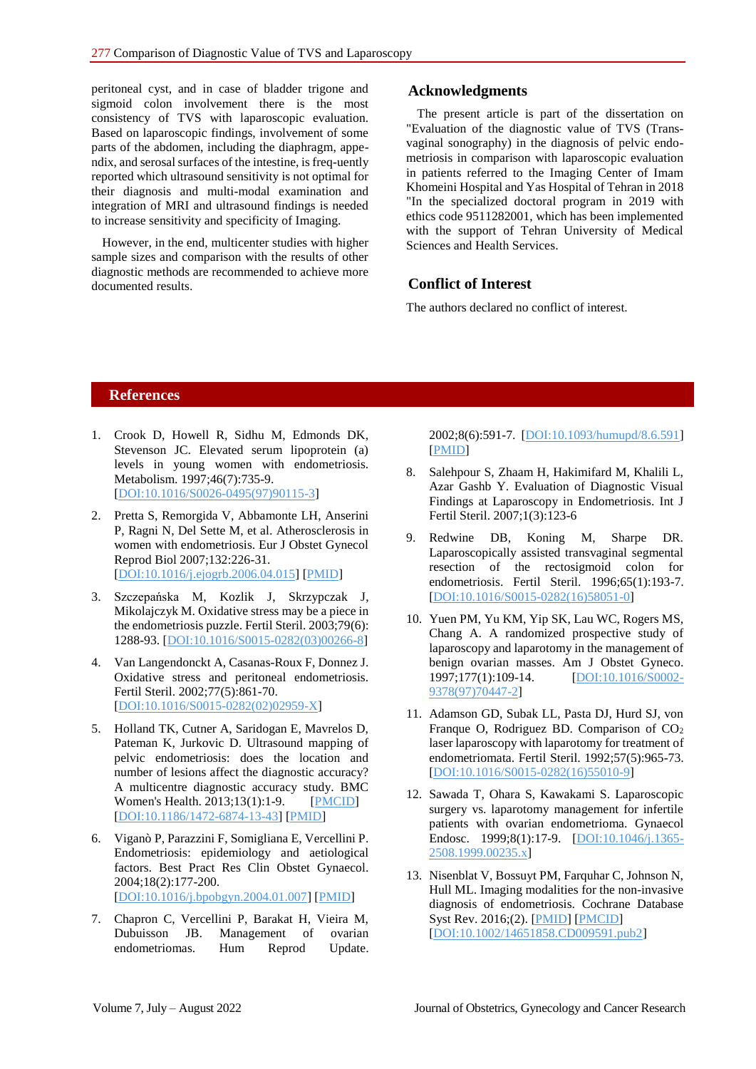peritoneal cyst, and in case of bladder trigone and sigmoid colon involvement there is the most consistency of TVS with laparoscopic evaluation. Based on laparoscopic findings, involvement of some parts of the abdomen, including the diaphragm, appendix, and serosal surfaces of the intestine, is frequently reported which ultrasound sensitivity is not optimal for their diagnosis and multi-modal examination and integration of MRI and ultrasound findings is needed to increase sensitivity and specificity of Imaging.

However, in the end, multicenter studies with higher sample sizes and comparison with the results of other diagnostic methods are recommended to achieve more documented results.

## Acknowledgments

The present article is part of the dissertation on "Evaluation of the diagnostic value of TVS (Transvaginal sonography) in the diagnosis of pelvic endometriosis in comparison with laparoscopic evaluation in patients referred to the Imaging Center of Imam Khomeini Hospital and Yas Hospital of Tehran in 2018 "In the specialized doctoral program in 2019 with ethics code 9511282001, which has been implemented with the support of Tehran University of Medical Sciences and Health Services.

## Conflict of Interest

The authors declared no conflict of interest.

## References

1. Crook D, Howell R, Sidhu M, Edmonds DK, Stevenson JC. Elevated serum lipoprotein (a) levels in young women with endometriosis. Metabolism. 1997;46(7):735-9. [DOI:10.1016/S0026-0495(97)90115-3]
2. Pretta S, Remorgida V, Abbamonte LH, Anserini P, Ragni N, Del Sette M, et al. Atherosclerosis in women with endometriosis. Eur J Obstet Gynecol Reprod Biol 2007;132:226-31. [DOI:10.1016/j.ejogrb.2006.04.015] [PMID]
3. Szczepańska M, Kozlik J, Skrzypczak J, Mikolajczyk M. Oxidative stress may be a piece in the endometriosis puzzle. Fertil Steril. 2003;79(6): 1288-93. [DOI:10.1016/S0015-0282(03)00266-8]
4. Van Langendonckt A, Casanas-Roux F, Donnez J. Oxidative stress and peritoneal endometriosis. Fertil Steril. 2002;77(5):861-70. [DOI:10.1016/S0015-0282(02)02959-X]
5. Holland TK, Cutner A, Saridogan E, Mavrelos D, Pateman K, Jurkovic D. Ultrasound mapping of pelvic endometriosis: does the location and number of lesions affect the diagnostic accuracy? A multicentre diagnostic accuracy study. BMC Women's Health. 2013;13(1):1-9. [PMCID] [DOI:10.1186/1472-6874-13-43] [PMID]
6. Viganò P, Parazzini F, Somigliana E, Vercellini P. Endometriosis: epidemiology and aetiological factors. Best Pract Res Clin Obstet Gynaecol. 2004;18(2):177-200. [DOI:10.1016/j.bpobgyn.2004.01.007] [PMID]
7. Chapron C, Vercellini P, Barakat H, Vieira M, Dubuisson JB. Management of ovarian endometriomas. Hum Reprod Update. 2002;8(6):591-7. [DOI:10.1093/humupd/8.6.591] [PMID]
8. Salehpour S, Zhaam H, Hakimifard M, Khalili L, Azar Gashb Y. Evaluation of Diagnostic Visual Findings at Laparoscopy in Endometriosis. Int J Fertil Steril. 2007;1(3):123-6
9. Redwine DB, Koning M, Sharpe DR. Laparoscopically assisted transvaginal segmental resection of the rectosigmoid colon for endometriosis. Fertil Steril. 1996;65(1):193-7. [DOI:10.1016/S0015-0282(16)58051-0]
10. Yuen PM, Yu KM, Yip SK, Lau WC, Rogers MS, Chang A. A randomized prospective study of laparoscopy and laparotomy in the management of benign ovarian masses. Am J Obstet Gyneco. 1997;177(1):109-14. [DOI:10.1016/S0002-9378(97)70447-2]
11. Adamson GD, Subak LL, Pasta DJ, Hurd SJ, von Franque O, Rodriguez BD. Comparison of $CO_2$ laser laparoscopy with laparotomy for treatment of endometrioma. Fertil Steril. 1992;57(5):965-73. [DOI:10.1016/S0015-0282(16)55010-9]
12. Sawada T, Ohara S, Kawakami S. Laparoscopic surgery vs. laparotomy management for infertile patients with ovarian endometrioma. Gynaecol Endosc. 1999;8(1):17-9. [DOI:10.1046/j.1365-2508.1999.00235.x]
13. Nisenblat V, Bossuyt PM, Farquhar C, Johnson N, Hull ML. Imaging modalities for the non-invasive diagnosis of endometriosis. Cochrane Database Syst Rev. 2016;(2). [PMID] [PMCID] [DOI:10.1002/14651858.CD009591.pub2]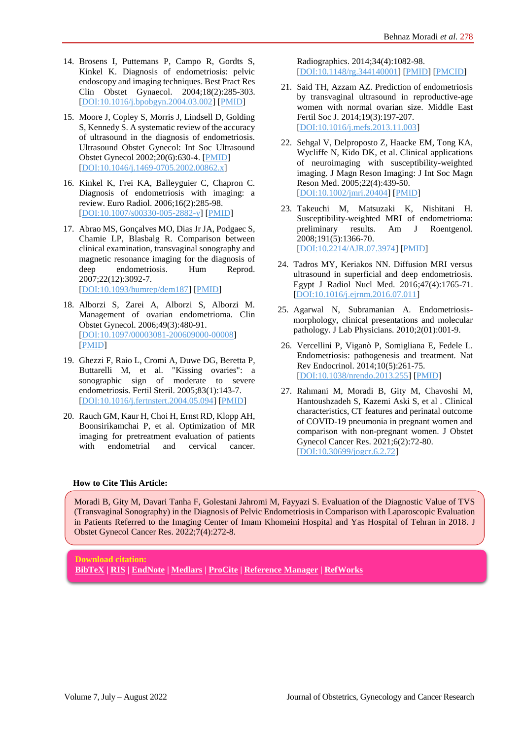14. Brosens I, Puttemans P, Campo R, Gordts S, Kinkel K. Diagnosis of endometriosis: pelvic endoscopy and imaging techniques. Best Pract Res Clin Obstet Gynaecol. 2004;18(2):285-303. [DOI:10.1016/j.bpobgyn.2004.03.002] [PMID]

15. Moore J, Copley S, Morris J, Lindsell D, Golding S, Kennedy S. A systematic review of the accuracy of ultrasound in the diagnosis of endometriosis. Ultrasound Obstet Gynecol: Int Soc Ultrasound Obstet Gynecol 2002;20(6):630-4. [PMID] [DOI:10.1046/j.1469-0705.2002.00862.x]

16. Kinkel K, Frei KA, Balleyguier C, Chapron C. Diagnosis of endometriosis with imaging: a review. Euro Radiol. 2006;16(2):285-98. [DOI:10.1007/s00330-005-2882-y] [PMID]

17. Abrao MS, Gonçalves MO, Dias Jr JA, Podgaec S, Chamie LP, Blasbalg R. Comparison between clinical examination, transvaginal sonography and magnetic resonance imaging for the diagnosis of deep endometriosis. Hum Reprod. 2007;22(12):3092-7. [DOI:10.1093/humrep/dem187] [PMID]

18. Alborzi S, Zarei A, Alborzi S, Alborzi M. Management of ovarian endometrioma. Clin Obstet Gynecol. 2006;49(3):480-91. [DOI:10.1097/00003081-200609000-00008] [PMID]

19. Ghezzi F, Raio L, Cromi A, Duwe DG, Beretta P, Buttarelli M, et al. "Kissing ovaries": a sonographic sign of moderate to severe endometriosis. Fertil Steril. 2005;83(1):143-7. [DOI:10.1016/j.fertnstert.2004.05.094] [PMID]

20. Rauch GM, Kaur H, Choi H, Ernst RD, Klopp AH, Boonsirikamchai P, et al. Optimization of MR imaging for pretreatment evaluation of patients with endometrial and cervical cancer. Radiographics. 2014;34(4):1082-98. [DOI:10.1148/rg.344140001] [PMID] [PMCID]

21. Said TH, Azzam AZ. Prediction of endometriosis by transvaginal ultrasound in reproductive-age women with normal ovarian size. Middle East Fertil Soc J. 2014;19(3):197-207. [DOI:10.1016/j.mefs.2013.11.003]

22. Sehgal V, Delproposto Z, Haacke EM, Tong KA, Wycliffe N, Kido DK, et al. Clinical applications of neuroimaging with susceptibility-weighted imaging. J Magn Reson Imaging: J Int Soc Magn Reson Med. 2005;22(4):439-50. [DOI:10.1002/jmri.20404] [PMID]

23. Takeuchi M, Matsuzaki K, Nishitani H. Susceptibility-weighted MRI of endometrioma: preliminary results. Am J Roentgenol. 2008;191(5):1366-70. [DOI:10.2214/AJR.07.3974] [PMID]

24. Tadros MY, Keriakos NN. Diffusion MRI versus ultrasound in superficial and deep endometriosis. Egypt J Radiol Nucl Med. 2016;47(4):1765-71. [DOI:10.1016/j.ejrnm.2016.07.011]

25. Agarwal N, Subramanian A. Endometriosis-morphology, clinical presentations and molecular pathology. J Lab Physicians. 2010;2(01):001-9.

26. Vercellini P, Viganò P, Somigliana E, Fedele L. Endometriosis: pathogenesis and treatment. Nat Rev Endocrinol. 2014;10(5):261-75. [DOI:10.1038/nrendo.2013.255] [PMID]

27. Rahmani M, Moradi B, Gity M, Chavoshi M, Hantoushzadeh S, Kazemi Aski S, et al . Clinical characteristics, CT features and perinatal outcome of COVID-19 pneumonia in pregnant women and comparison with non-pregnant women. J Obstet Gynecol Cancer Res. 2021;6(2):72-80. [DOI:10.30699/jogcr.6.2.72]

**How to Cite This Article:**

Moradi B, Gity M, Davari Tanha F, Golestani Jahromi M, Fayyazi S. Evaluation of the Diagnostic Value of TVS (Transvaginal Sonography) in the Diagnosis of Pelvic Endometriosis in Comparison with Laparoscopic Evaluation in Patients Referred to the Imaging Center of Imam Khomeini Hospital and Yas Hospital of Tehran in 2018. J Obstet Gynecol Cancer Res. 2022;7(4):272-8.

**Download citation:**
**BibTeX | RIS | EndNote | Medlars | ProCite | Reference Manager | RefWorks**